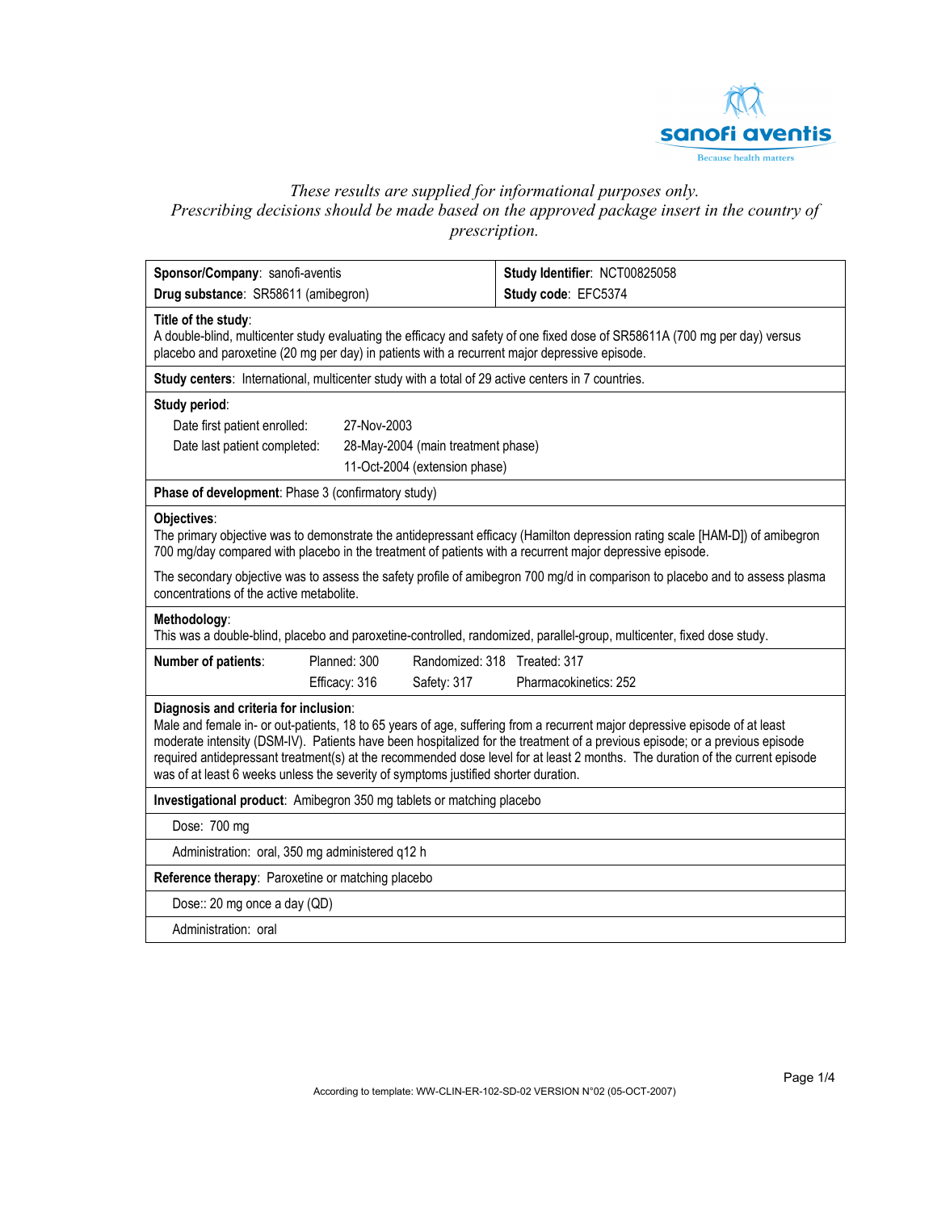*These results are supplied for informational purposes only.*
*Prescribing decisions should be made based on the approved package insert in the country of prescription.*

| **Sponsor/Company**: sanofi-aventis | **Study Identifier**: NCT00825058 |
|---|---|
| **Drug substance**: SR58611 (amibegron) | **Study code**: EFC5374 |

**Title of the study**:
A double-blind, multicenter study evaluating the efficacy and safety of one fixed dose of SR58611A (700 mg per day) versus placebo and paroxetine (20 mg per day) in patients with a recurrent major depressive episode.

**Study centers**: International, multicenter study with a total of 29 active centers in 7 countries.

**Study period**:

| | |
|---|---|
| Date first patient enrolled: | 27-Nov-2003 |
| Date last patient completed: | 28-May-2004 (main treatment phase) |
| | 11-Oct-2004 (extension phase) |

**Phase of development**: Phase 3 (confirmatory study)

**Objectives**:
The primary objective was to demonstrate the antidepressant efficacy (Hamilton depression rating scale [HAM-D]) of amibegron 700 mg/day compared with placebo in the treatment of patients with a recurrent major depressive episode.

The secondary objective was to assess the safety profile of amibegron 700 mg/d in comparison to placebo and to assess plasma concentrations of the active metabolite.

**Methodology**:
This was a double-blind, placebo and paroxetine-controlled, randomized, parallel-group, multicenter, fixed dose study.

| **Number of patients**: | Planned: 300 | Randomized: 318 | Treated: 317 |
|---|---|---|---|
| | Efficacy: 316 | Safety: 317 | Pharmacokinetics: 252 |

**Diagnosis and criteria for inclusion**:
Male and female in- or out-patients, 18 to 65 years of age, suffering from a recurrent major depressive episode of at least moderate intensity (DSM-IV). Patients have been hospitalized for the treatment of a previous episode; or a previous episode required antidepressant treatment(s) at the recommended dose level for at least 2 months. The duration of the current episode was of at least 6 weeks unless the severity of symptoms justified shorter duration.

**Investigational product**: Amibegron 350 mg tablets or matching placebo

Dose: 700 mg

Administration: oral, 350 mg administered q12 h

**Reference therapy**: Paroxetine or matching placebo

Dose:: 20 mg once a day (QD)

Administration: oral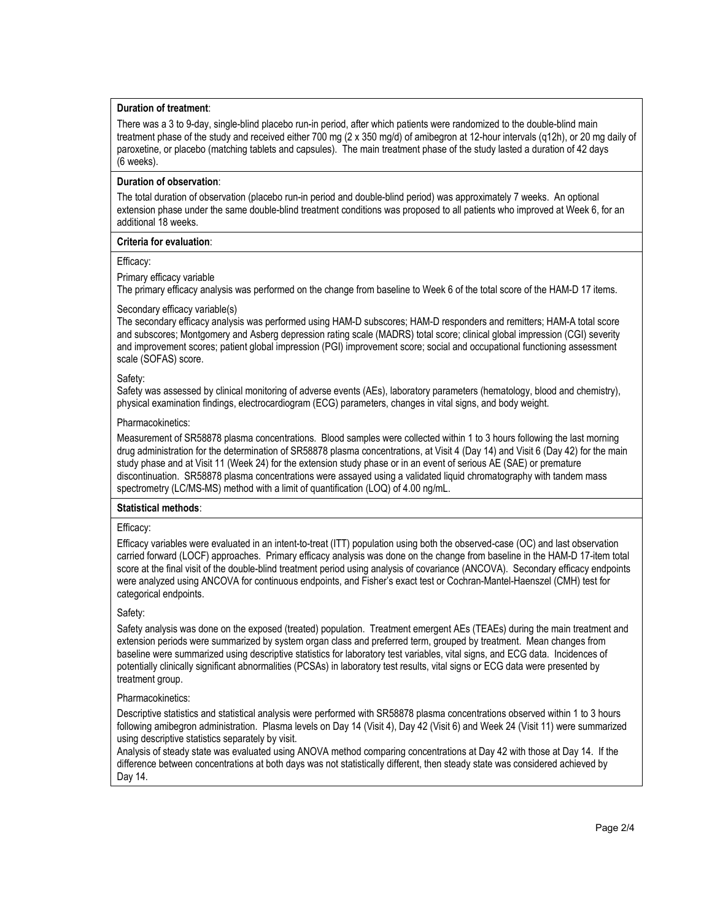**Duration of treatment**:

There was a 3 to 9-day, single-blind placebo run-in period, after which patients were randomized to the double-blind main treatment phase of the study and received either 700 mg (2 x 350 mg/d) of amibegron at 12-hour intervals (q12h), or 20 mg daily of paroxetine, or placebo (matching tablets and capsules). The main treatment phase of the study lasted a duration of 42 days (6 weeks).

**Duration of observation**:

The total duration of observation (placebo run-in period and double-blind period) was approximately 7 weeks. An optional extension phase under the same double-blind treatment conditions was proposed to all patients who improved at Week 6, for an additional 18 weeks.

**Criteria for evaluation**:

Efficacy:

Primary efficacy variable
The primary efficacy analysis was performed on the change from baseline to Week 6 of the total score of the HAM-D 17 items.

Secondary efficacy variable(s)
The secondary efficacy analysis was performed using HAM-D subscores; HAM-D responders and remitters; HAM-A total score and subscores; Montgomery and Asberg depression rating scale (MADRS) total score; clinical global impression (CGI) severity and improvement scores; patient global impression (PGI) improvement score; social and occupational functioning assessment scale (SOFAS) score.

Safety:
Safety was assessed by clinical monitoring of adverse events (AEs), laboratory parameters (hematology, blood and chemistry), physical examination findings, electrocardiogram (ECG) parameters, changes in vital signs, and body weight.

Pharmacokinetics:

Measurement of SR58878 plasma concentrations. Blood samples were collected within 1 to 3 hours following the last morning drug administration for the determination of SR58878 plasma concentrations, at Visit 4 (Day 14) and Visit 6 (Day 42) for the main study phase and at Visit 11 (Week 24) for the extension study phase or in an event of serious AE (SAE) or premature discontinuation. SR58878 plasma concentrations were assayed using a validated liquid chromatography with tandem mass spectrometry (LC/MS-MS) method with a limit of quantification (LOQ) of 4.00 ng/mL.

**Statistical methods**:

Efficacy:

Efficacy variables were evaluated in an intent-to-treat (ITT) population using both the observed-case (OC) and last observation carried forward (LOCF) approaches. Primary efficacy analysis was done on the change from baseline in the HAM-D 17-item total score at the final visit of the double-blind treatment period using analysis of covariance (ANCOVA). Secondary efficacy endpoints were analyzed using ANCOVA for continuous endpoints, and Fisher's exact test or Cochran-Mantel-Haenszel (CMH) test for categorical endpoints.

Safety:

Safety analysis was done on the exposed (treated) population. Treatment emergent AEs (TEAEs) during the main treatment and extension periods were summarized by system organ class and preferred term, grouped by treatment. Mean changes from baseline were summarized using descriptive statistics for laboratory test variables, vital signs, and ECG data. Incidences of potentially clinically significant abnormalities (PCSAs) in laboratory test results, vital signs or ECG data were presented by treatment group.

Pharmacokinetics:

Descriptive statistics and statistical analysis were performed with SR58878 plasma concentrations observed within 1 to 3 hours following amibegron administration. Plasma levels on Day 14 (Visit 4), Day 42 (Visit 6) and Week 24 (Visit 11) were summarized using descriptive statistics separately by visit.
Analysis of steady state was evaluated using ANOVA method comparing concentrations at Day 42 with those at Day 14. If the difference between concentrations at both days was not statistically different, then steady state was considered achieved by Day 14.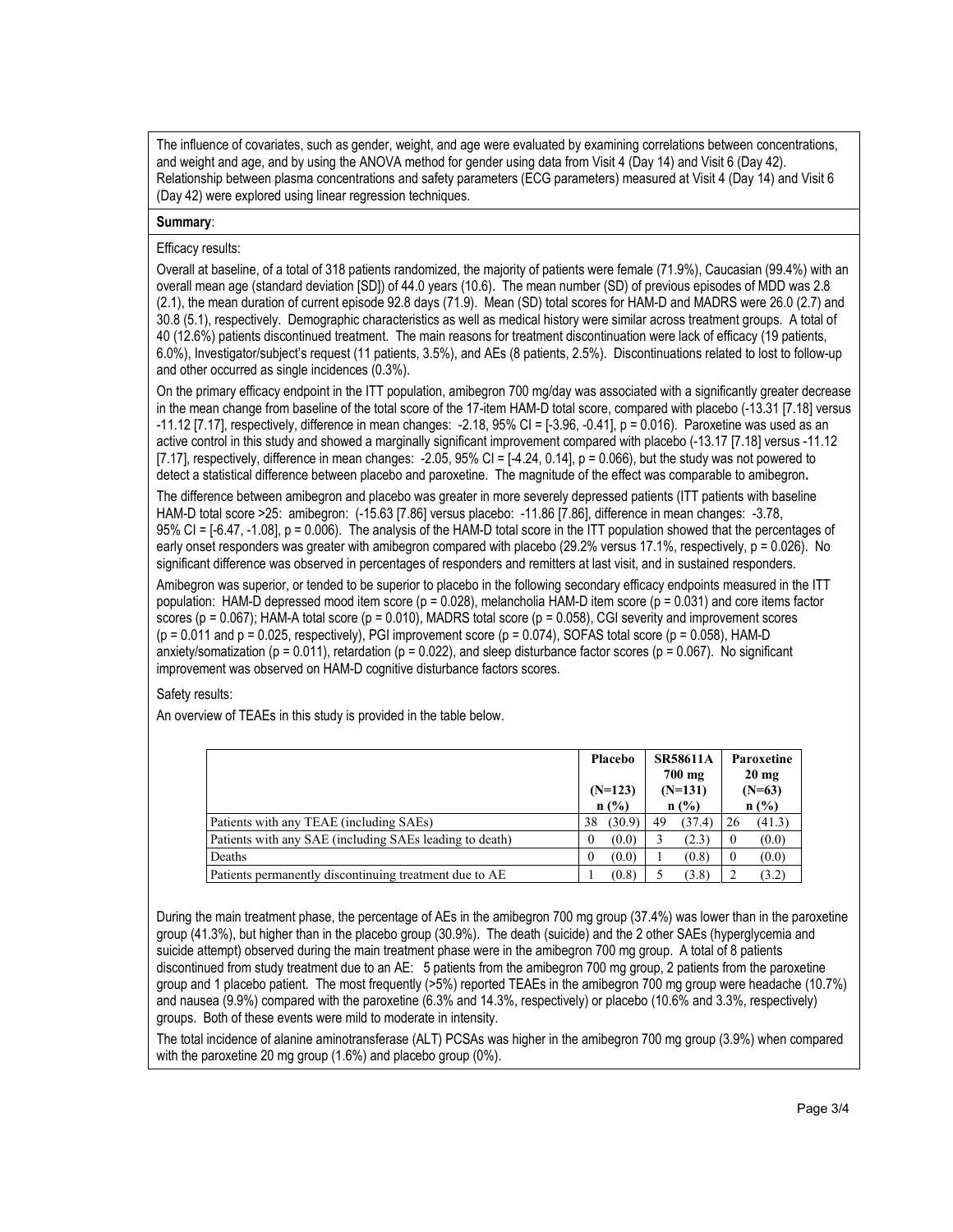The influence of covariates, such as gender, weight, and age were evaluated by examining correlations between concentrations, and weight and age, and by using the ANOVA method for gender using data from Visit 4 (Day 14) and Visit 6 (Day 42). Relationship between plasma concentrations and safety parameters (ECG parameters) measured at Visit 4 (Day 14) and Visit 6 (Day 42) were explored using linear regression techniques.

**Summary**:

Efficacy results:

Overall at baseline, of a total of 318 patients randomized, the majority of patients were female (71.9%), Caucasian (99.4%) with an overall mean age (standard deviation [SD]) of 44.0 years (10.6). The mean number (SD) of previous episodes of MDD was 2.8 (2.1), the mean duration of current episode 92.8 days (71.9). Mean (SD) total scores for HAM-D and MADRS were 26.0 (2.7) and 30.8 (5.1), respectively. Demographic characteristics as well as medical history were similar across treatment groups. A total of 40 (12.6%) patients discontinued treatment. The main reasons for treatment discontinuation were lack of efficacy (19 patients, 6.0%), Investigator/subject's request (11 patients, 3.5%), and AEs (8 patients, 2.5%). Discontinuations related to lost to follow-up and other occurred as single incidences (0.3%).

On the primary efficacy endpoint in the ITT population, amibegron 700 mg/day was associated with a significantly greater decrease in the mean change from baseline of the total score of the 17-item HAM-D total score, compared with placebo (-13.31 [7.18] versus -11.12 [7.17], respectively, difference in mean changes: -2.18, 95% CI = [-3.96, -0.41], p = 0.016). Paroxetine was used as an active control in this study and showed a marginally significant improvement compared with placebo (-13.17 [7.18] versus -11.12 [7.17], respectively, difference in mean changes: -2.05, 95% CI = [-4.24, 0.14], p = 0.066), but the study was not powered to detect a statistical difference between placebo and paroxetine. The magnitude of the effect was comparable to amibegron**.**

The difference between amibegron and placebo was greater in more severely depressed patients (ITT patients with baseline HAM-D total score >25: amibegron: (-15.63 [7.86] versus placebo: -11.86 [7.86], difference in mean changes: -3.78, 95% CI = [-6.47, -1.08], p = 0.006). The analysis of the HAM-D total score in the ITT population showed that the percentages of early onset responders was greater with amibegron compared with placebo (29.2% versus 17.1%, respectively, p = 0.026). No significant difference was observed in percentages of responders and remitters at last visit, and in sustained responders.

Amibegron was superior, or tended to be superior to placebo in the following secondary efficacy endpoints measured in the ITT population: HAM-D depressed mood item score (p = 0.028), melancholia HAM-D item score (p = 0.031) and core items factor scores (p = 0.067); HAM-A total score (p = 0.010), MADRS total score (p = 0.058), CGI severity and improvement scores (p = 0.011 and p = 0.025, respectively), PGI improvement score (p = 0.074), SOFAS total score (p = 0.058), HAM-D anxiety/somatization (p = 0.011), retardation (p = 0.022), and sleep disturbance factor scores (p = 0.067). No significant improvement was observed on HAM-D cognitive disturbance factors scores.

Safety results:

An overview of TEAEs in this study is provided in the table below.

| | Placebo (N=123) n (%) | SR58611A 700 mg (N=131) n (%) | Paroxetine 20 mg (N=63) n (%) |
|---|---|---|---|
| Patients with any TEAE (including SAEs) | 38 (30.9) | 49 (37.4) | 26 (41.3) |
| Patients with any SAE (including SAEs leading to death) | 0 (0.0) | 3 (2.3) | 0 (0.0) |
| Deaths | 0 (0.0) | 1 (0.8) | 0 (0.0) |
| Patients permanently discontinuing treatment due to AE | 1 (0.8) | 5 (3.8) | 2 (3.2) |

During the main treatment phase, the percentage of AEs in the amibegron 700 mg group (37.4%) was lower than in the paroxetine group (41.3%), but higher than in the placebo group (30.9%). The death (suicide) and the 2 other SAEs (hyperglycemia and suicide attempt) observed during the main treatment phase were in the amibegron 700 mg group. A total of 8 patients discontinued from study treatment due to an AE: 5 patients from the amibegron 700 mg group, 2 patients from the paroxetine group and 1 placebo patient. The most frequently (>5%) reported TEAEs in the amibegron 700 mg group were headache (10.7%) and nausea (9.9%) compared with the paroxetine (6.3% and 14.3%, respectively) or placebo (10.6% and 3.3%, respectively) groups. Both of these events were mild to moderate in intensity.

The total incidence of alanine aminotransferase (ALT) PCSAs was higher in the amibegron 700 mg group (3.9%) when compared with the paroxetine 20 mg group (1.6%) and placebo group (0%).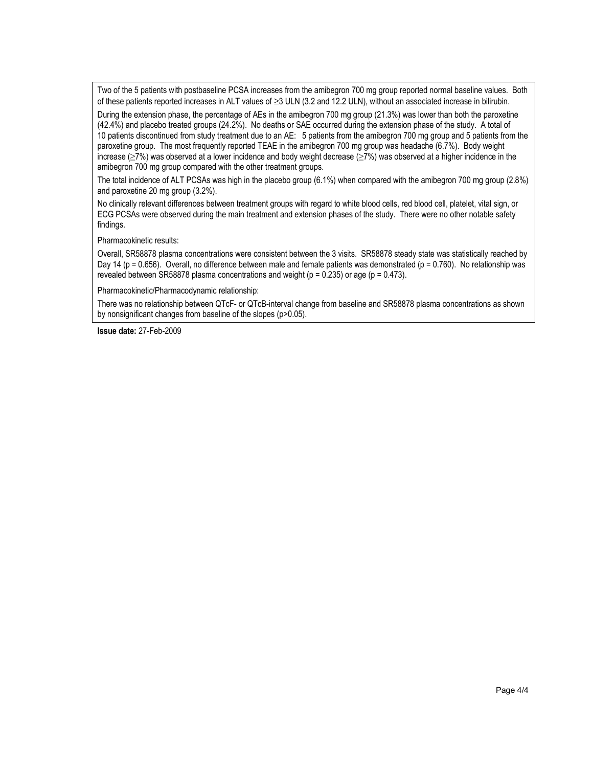Two of the 5 patients with postbaseline PCSA increases from the amibegron 700 mg group reported normal baseline values. Both of these patients reported increases in ALT values of ≥3 ULN (3.2 and 12.2 ULN), without an associated increase in bilirubin.

During the extension phase, the percentage of AEs in the amibegron 700 mg group (21.3%) was lower than both the paroxetine (42.4%) and placebo treated groups (24.2%). No deaths or SAE occurred during the extension phase of the study. A total of 10 patients discontinued from study treatment due to an AE: 5 patients from the amibegron 700 mg group and 5 patients from the paroxetine group. The most frequently reported TEAE in the amibegron 700 mg group was headache (6.7%). Body weight increase (≥7%) was observed at a lower incidence and body weight decrease (≥7%) was observed at a higher incidence in the amibegron 700 mg group compared with the other treatment groups.

The total incidence of ALT PCSAs was high in the placebo group (6.1%) when compared with the amibegron 700 mg group (2.8%) and paroxetine 20 mg group (3.2%).

No clinically relevant differences between treatment groups with regard to white blood cells, red blood cell, platelet, vital sign, or ECG PCSAs were observed during the main treatment and extension phases of the study. There were no other notable safety findings.

Pharmacokinetic results:

Overall, SR58878 plasma concentrations were consistent between the 3 visits. SR58878 steady state was statistically reached by Day 14 ($p = 0.656$). Overall, no difference between male and female patients was demonstrated ($p = 0.760$). No relationship was revealed between SR58878 plasma concentrations and weight ($p = 0.235$) or age ($p = 0.473$).

Pharmacokinetic/Pharmacodynamic relationship:

There was no relationship between QTcF- or QTcB-interval change from baseline and SR58878 plasma concentrations as shown by nonsignificant changes from baseline of the slopes ($p>0.05$).

**Issue date:** 27-Feb-2009